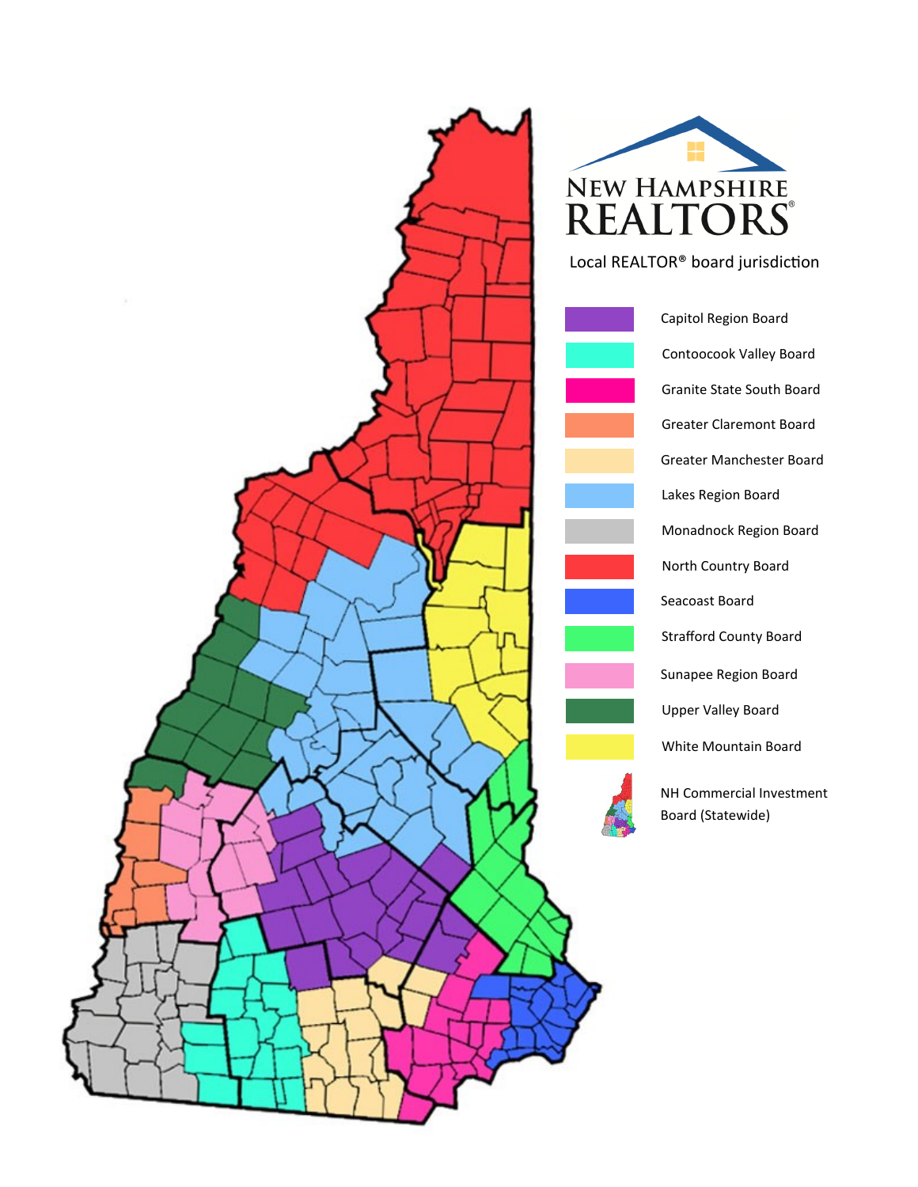# NEW HAMPSHIRE REALTORS®

Local REALTOR® board jurisdiction

- Capitol Region Board
- Contoocook Valley Board
- Granite State South Board
- Greater Claremont Board
- Greater Manchester Board
- Lakes Region Board
- Monadnock Region Board
- North Country Board
- Seacoast Board
- Strafford County Board
- Sunapee Region Board
- Upper Valley Board
- White Mountain Board
- NH Commercial Investment Board (Statewide)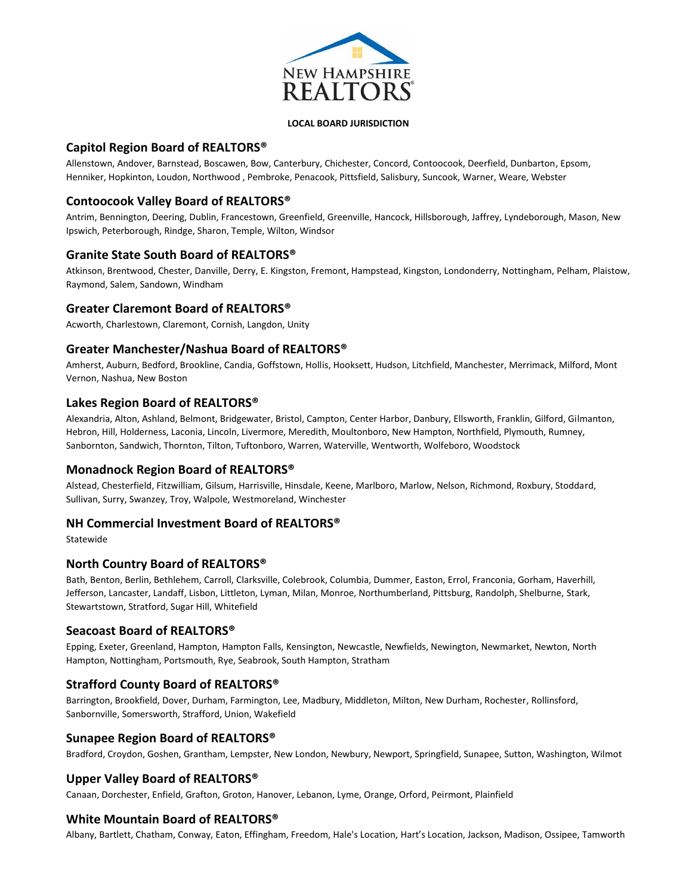**LOCAL BOARD JURISDICTION**

## Capitol Region Board of REALTORS®

Allenstown, Andover, Barnstead, Boscawen, Bow, Canterbury, Chichester, Concord, Contoocook, Deerfield, Dunbarton, Epsom, Henniker, Hopkinton, Loudon, Northwood , Pembroke, Penacook, Pittsfield, Salisbury, Suncook, Warner, Weare, Webster

## Contoocook Valley Board of REALTORS®

Antrim, Bennington, Deering, Dublin, Francestown, Greenfield, Greenville, Hancock, Hillsborough, Jaffrey, Lyndeborough, Mason, New Ipswich, Peterborough, Rindge, Sharon, Temple, Wilton, Windsor

## Granite State South Board of REALTORS®

Atkinson, Brentwood, Chester, Danville, Derry, E. Kingston, Fremont, Hampstead, Kingston, Londonderry, Nottingham, Pelham, Plaistow, Raymond, Salem, Sandown, Windham

## Greater Claremont Board of REALTORS®

Acworth, Charlestown, Claremont, Cornish, Langdon, Unity

## Greater Manchester/Nashua Board of REALTORS®

Amherst, Auburn, Bedford, Brookline, Candia, Goffstown, Hollis, Hooksett, Hudson, Litchfield, Manchester, Merrimack, Milford, Mont Vernon, Nashua, New Boston

## Lakes Region Board of REALTORS®

Alexandria, Alton, Ashland, Belmont, Bridgewater, Bristol, Campton, Center Harbor, Danbury, Ellsworth, Franklin, Gilford, Gilmanton, Hebron, Hill, Holderness, Laconia, Lincoln, Livermore, Meredith, Moultonboro, New Hampton, Northfield, Plymouth, Rumney, Sanbornton, Sandwich, Thornton, Tilton, Tuftonboro, Warren, Waterville, Wentworth, Wolfeboro, Woodstock

## Monadnock Region Board of REALTORS®

Alstead, Chesterfield, Fitzwilliam, Gilsum, Harrisville, Hinsdale, Keene, Marlboro, Marlow, Nelson, Richmond, Roxbury, Stoddard, Sullivan, Surry, Swanzey, Troy, Walpole, Westmoreland, Winchester

## NH Commercial Investment Board of REALTORS®

Statewide

## North Country Board of REALTORS®

Bath, Benton, Berlin, Bethlehem, Carroll, Clarksville, Colebrook, Columbia, Dummer, Easton, Errol, Franconia, Gorham, Haverhill, Jefferson, Lancaster, Landaff, Lisbon, Littleton, Lyman, Milan, Monroe, Northumberland, Pittsburg, Randolph, Shelburne, Stark, Stewartstown, Stratford, Sugar Hill, Whitefield

## Seacoast Board of REALTORS®

Epping, Exeter, Greenland, Hampton, Hampton Falls, Kensington, Newcastle, Newfields, Newington, Newmarket, Newton, North Hampton, Nottingham, Portsmouth, Rye, Seabrook, South Hampton, Stratham

## Strafford County Board of REALTORS®

Barrington, Brookfield, Dover, Durham, Farmington, Lee, Madbury, Middleton, Milton, New Durham, Rochester, Rollinsford, Sanbornville, Somersworth, Strafford, Union, Wakefield

## Sunapee Region Board of REALTORS®

Bradford, Croydon, Goshen, Grantham, Lempster, New London, Newbury, Newport, Springfield, Sunapee, Sutton, Washington, Wilmot

## Upper Valley Board of REALTORS®

Canaan, Dorchester, Enfield, Grafton, Groton, Hanover, Lebanon, Lyme, Orange, Orford, Peirmont, Plainfield

## White Mountain Board of REALTORS®

Albany, Bartlett, Chatham, Conway, Eaton, Effingham, Freedom, Hale's Location, Hart's Location, Jackson, Madison, Ossipee, Tamworth